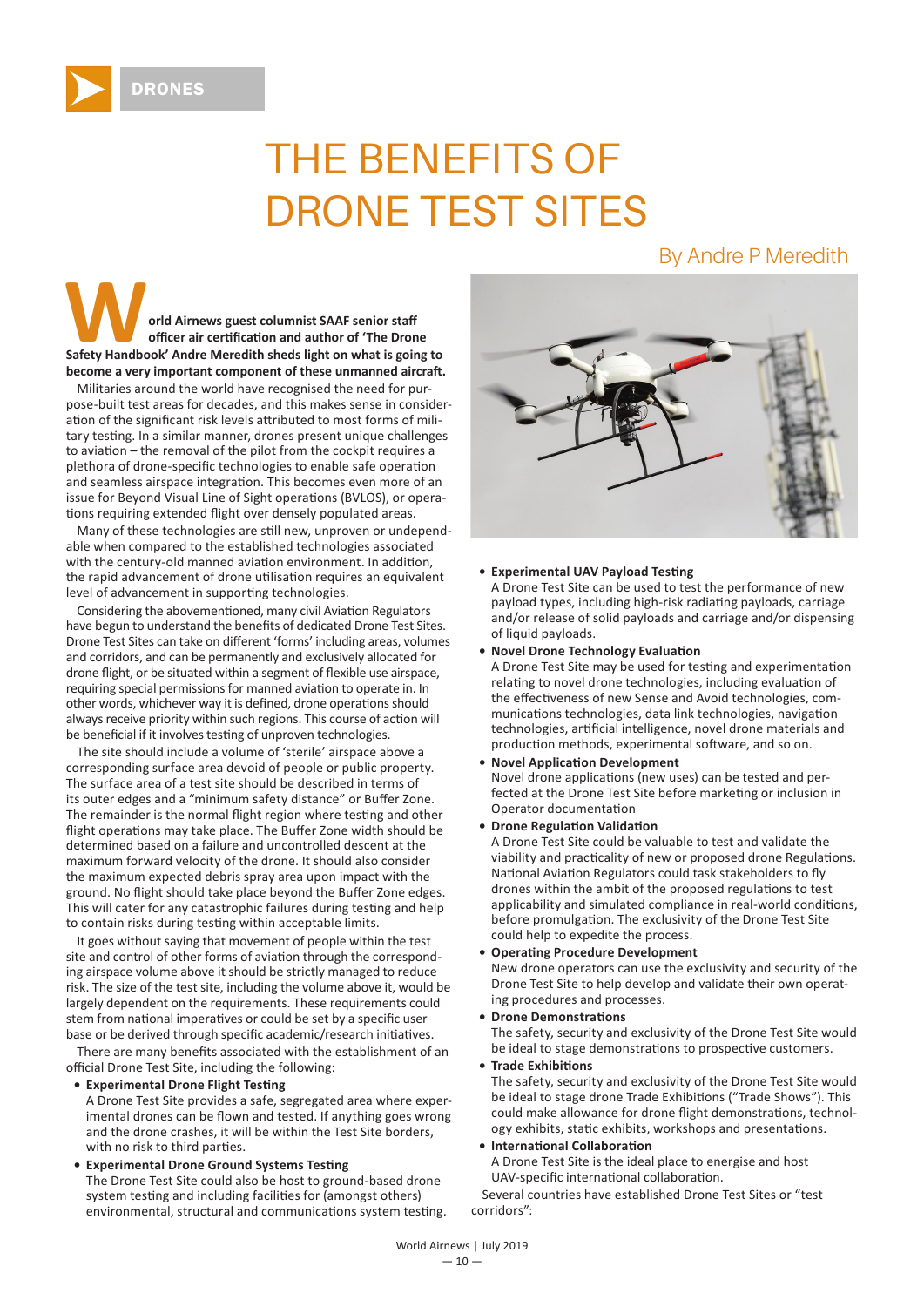DRONES

# THE BENEFITS OF DRONE TEST SITES

By Andre P Meredith

**World Airnews guest columnist SAAF senior staff officer air certification and author of 'The Drone Safety Handbook' Andre Meredith sheds light on what is going to become a very important component of these unmanned aircraft.**

Militaries around the world have recognised the need for purpose-built test areas for decades, and this makes sense in consideration of the significant risk levels attributed to most forms of military testing. In a similar manner, drones present unique challenges to aviation – the removal of the pilot from the cockpit requires a plethora of drone-specific technologies to enable safe operation and seamless airspace integration. This becomes even more of an issue for Beyond Visual Line of Sight operations (BVLOS), or operations requiring extended flight over densely populated areas.

Many of these technologies are still new, unproven or undependable when compared to the established technologies associated with the century-old manned aviation environment. In addition, the rapid advancement of drone utilisation requires an equivalent level of advancement in supporting technologies.

Considering the abovementioned, many civil Aviation Regulators have begun to understand the benefits of dedicated Drone Test Sites. Drone Test Sites can take on different 'forms' including areas, volumes and corridors, and can be permanently and exclusively allocated for drone flight, or be situated within a segment of flexible use airspace, requiring special permissions for manned aviation to operate in. In other words, whichever way it is defined, drone operations should always receive priority within such regions. This course of action will be beneficial if it involves testing of unproven technologies.

The site should include a volume of 'sterile' airspace above a corresponding surface area devoid of people or public property. The surface area of a test site should be described in terms of its outer edges and a "minimum safety distance" or Buffer Zone. The remainder is the normal flight region where testing and other flight operations may take place. The Buffer Zone width should be determined based on a failure and uncontrolled descent at the maximum forward velocity of the drone. It should also consider the maximum expected debris spray area upon impact with the ground. No flight should take place beyond the Buffer Zone edges. This will cater for any catastrophic failures during testing and help to contain risks during testing within acceptable limits.

It goes without saying that movement of people within the test site and control of other forms of aviation through the corresponding airspace volume above it should be strictly managed to reduce risk. The size of the test site, including the volume above it, would be largely dependent on the requirements. These requirements could stem from national imperatives or could be set by a specific user base or be derived through specific academic/research initiatives.

There are many benefits associated with the establishment of an official Drone Test Site, including the following:

- **Experimental Drone Flight Testing**
  A Drone Test Site provides a safe, segregated area where experimental drones can be flown and tested. If anything goes wrong and the drone crashes, it will be within the Test Site borders, with no risk to third parties.
- **Experimental Drone Ground Systems Testing**
  The Drone Test Site could also be host to ground-based drone system testing and including facilities for (amongst others) environmental, structural and communications system testing.
- **Experimental UAV Payload Testing**
  A Drone Test Site can be used to test the performance of new payload types, including high-risk radiating payloads, carriage and/or release of solid payloads and carriage and/or dispensing of liquid payloads.
- **Novel Drone Technology Evaluation**
  A Drone Test Site may be used for testing and experimentation relating to novel drone technologies, including evaluation of the effectiveness of new Sense and Avoid technologies, communications technologies, data link technologies, navigation technologies, artificial intelligence, novel drone materials and production methods, experimental software, and so on.
- **Novel Application Development**
  Novel drone applications (new uses) can be tested and perfected at the Drone Test Site before marketing or inclusion in Operator documentation
- **Drone Regulation Validation**
  A Drone Test Site could be valuable to test and validate the viability and practicality of new or proposed drone Regulations. National Aviation Regulators could task stakeholders to fly drones within the ambit of the proposed regulations to test applicability and simulated compliance in real-world conditions, before promulgation. The exclusivity of the Drone Test Site could help to expedite the process.
- **Operating Procedure Development**
  New drone operators can use the exclusivity and security of the Drone Test Site to help develop and validate their own operating procedures and processes.
- **Drone Demonstrations**
  The safety, security and exclusivity of the Drone Test Site would be ideal to stage demonstrations to prospective customers.
- **Trade Exhibitions**
  The safety, security and exclusivity of the Drone Test Site would be ideal to stage drone Trade Exhibitions ("Trade Shows"). This could make allowance for drone flight demonstrations, technology exhibits, static exhibits, workshops and presentations.
- **International Collaboration**
  A Drone Test Site is the ideal place to energise and host UAV-specific international collaboration.

Several countries have established Drone Test Sites or "test corridors":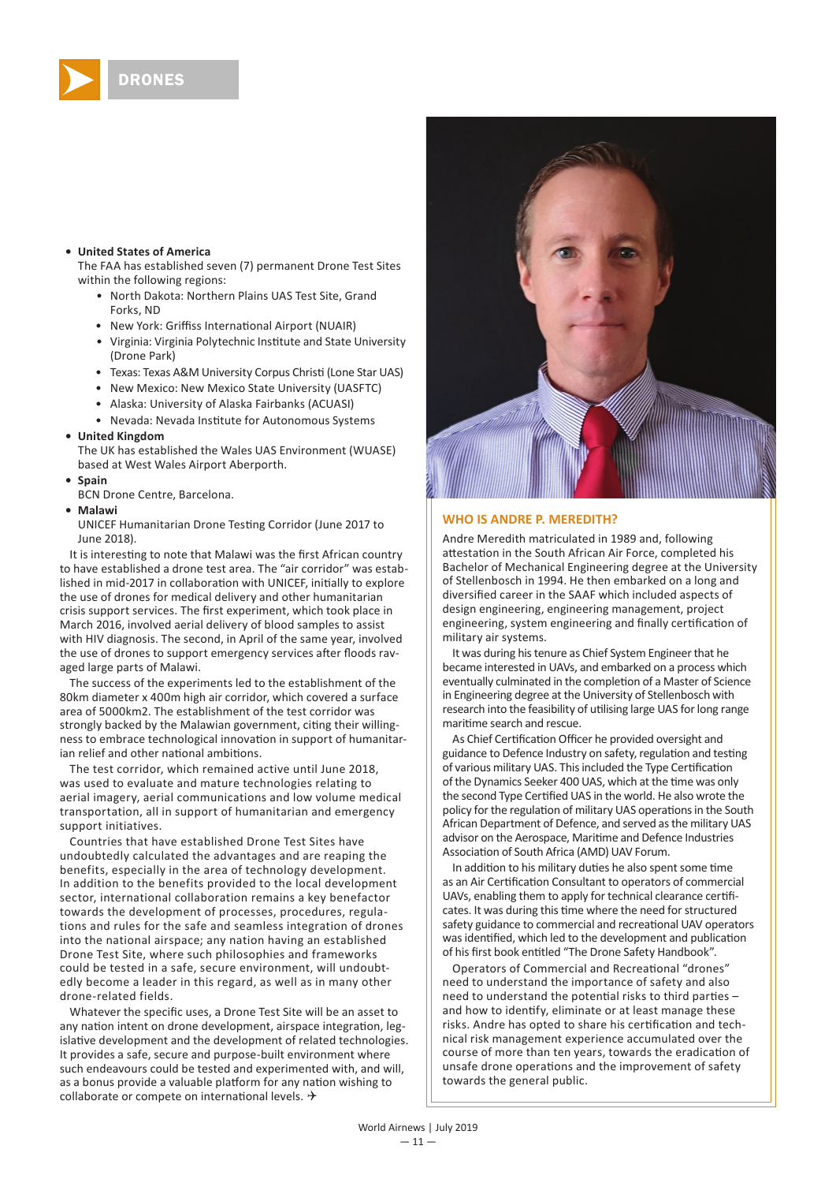- **United States of America**
  The FAA has established seven (7) permanent Drone Test Sites within the following regions:
  - North Dakota: Northern Plains UAS Test Site, Grand Forks, ND
  - New York: Griffiss International Airport (NUAIR)
  - Virginia: Virginia Polytechnic Institute and State University (Drone Park)
  - Texas: Texas A&M University Corpus Christi (Lone Star UAS)
  - New Mexico: New Mexico State University (UASFTC)
  - Alaska: University of Alaska Fairbanks (ACUASI)
  - Nevada: Nevada Institute for Autonomous Systems
- **United Kingdom**
  The UK has established the Wales UAS Environment (WUASE) based at West Wales Airport Aberporth.
- **Spain**
  BCN Drone Centre, Barcelona.
- **Malawi**
  UNICEF Humanitarian Drone Testing Corridor (June 2017 to June 2018).

It is interesting to note that Malawi was the first African country to have established a drone test area. The "air corridor" was established in mid-2017 in collaboration with UNICEF, initially to explore the use of drones for medical delivery and other humanitarian crisis support services. The first experiment, which took place in March 2016, involved aerial delivery of blood samples to assist with HIV diagnosis. The second, in April of the same year, involved the use of drones to support emergency services after floods ravaged large parts of Malawi.

The success of the experiments led to the establishment of the 80km diameter x 400m high air corridor, which covered a surface area of 5000km2. The establishment of the test corridor was strongly backed by the Malawian government, citing their willingness to embrace technological innovation in support of humanitarian relief and other national ambitions.

The test corridor, which remained active until June 2018, was used to evaluate and mature technologies relating to aerial imagery, aerial communications and low volume medical transportation, all in support of humanitarian and emergency support initiatives.

Countries that have established Drone Test Sites have undoubtedly calculated the advantages and are reaping the benefits, especially in the area of technology development. In addition to the benefits provided to the local development sector, international collaboration remains a key benefactor towards the development of processes, procedures, regulations and rules for the safe and seamless integration of drones into the national airspace; any nation having an established Drone Test Site, where such philosophies and frameworks could be tested in a safe, secure environment, will undoubtedly become a leader in this regard, as well as in many other drone-related fields.

Whatever the specific uses, a Drone Test Site will be an asset to any nation intent on drone development, airspace integration, legislative development and the development of related technologies. It provides a safe, secure and purpose-built environment where such endeavours could be tested and experimented with, and will, as a bonus provide a valuable platform for any nation wishing to collaborate or compete on international levels. ✈

## WHO IS ANDRE P. MEREDITH?

Andre Meredith matriculated in 1989 and, following attestation in the South African Air Force, completed his Bachelor of Mechanical Engineering degree at the University of Stellenbosch in 1994. He then embarked on a long and diversified career in the SAAF which included aspects of design engineering, engineering management, project engineering, system engineering and finally certification of military air systems.

It was during his tenure as Chief System Engineer that he became interested in UAVs, and embarked on a process which eventually culminated in the completion of a Master of Science in Engineering degree at the University of Stellenbosch with research into the feasibility of utilising large UAS for long range maritime search and rescue.

As Chief Certification Officer he provided oversight and guidance to Defence Industry on safety, regulation and testing of various military UAS. This included the Type Certification of the Dynamics Seeker 400 UAS, which at the time was only the second Type Certified UAS in the world. He also wrote the policy for the regulation of military UAS operations in the South African Department of Defence, and served as the military UAS advisor on the Aerospace, Maritime and Defence Industries Association of South Africa (AMD) UAV Forum.

In addition to his military duties he also spent some time as an Air Certification Consultant to operators of commercial UAVs, enabling them to apply for technical clearance certificates. It was during this time where the need for structured safety guidance to commercial and recreational UAV operators was identified, which led to the development and publication of his first book entitled "The Drone Safety Handbook".

Operators of Commercial and Recreational "drones" need to understand the importance of safety and also need to understand the potential risks to third parties – and how to identify, eliminate or at least manage these risks. Andre has opted to share his certification and technical risk management experience accumulated over the course of more than ten years, towards the eradication of unsafe drone operations and the improvement of safety towards the general public.